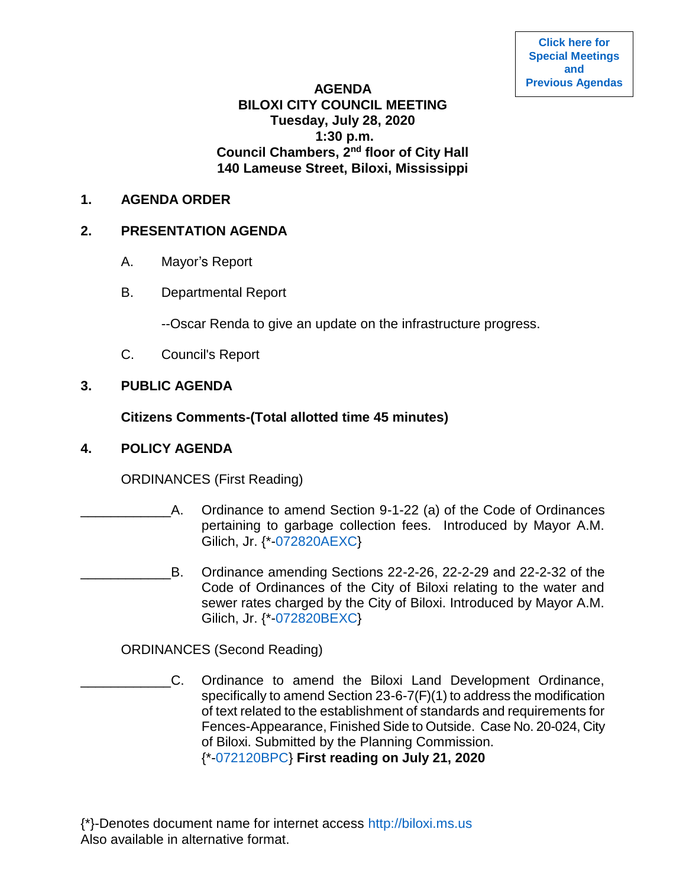Click here for Special Meetings and Previous Agendas

# AGENDA
# BILOXI CITY COUNCIL MEETING
## Tuesday, July 28, 2020
## 1:30 p.m.
## Council Chambers, 2nd floor of City Hall
## 140 Lameuse Street, Biloxi, Mississippi

**1. AGENDA ORDER**

**2. PRESENTATION AGENDA**

A. Mayor's Report

B. Departmental Report

--Oscar Renda to give an update on the infrastructure progress.

C. Council's Report

**3. PUBLIC AGENDA**

**Citizens Comments-(Total allotted time 45 minutes)**

**4. POLICY AGENDA**

ORDINANCES (First Reading)

____________A. Ordinance to amend Section 9-1-22 (a) of the Code of Ordinances pertaining to garbage collection fees. Introduced by Mayor A.M. Gilich, Jr. {*-072820AEXC}

____________B. Ordinance amending Sections 22-2-26, 22-2-29 and 22-2-32 of the Code of Ordinances of the City of Biloxi relating to the water and sewer rates charged by the City of Biloxi. Introduced by Mayor A.M. Gilich, Jr. {*-072820BEXC}

ORDINANCES (Second Reading)

____________C. Ordinance to amend the Biloxi Land Development Ordinance, specifically to amend Section 23-6-7(F)(1) to address the modification of text related to the establishment of standards and requirements for Fences-Appearance, Finished Side to Outside. Case No. 20-024, City of Biloxi. Submitted by the Planning Commission. {*-072120BPC} **First reading on July 21, 2020**

{*}-Denotes document name for internet access http://biloxi.ms.us
Also available in alternative format.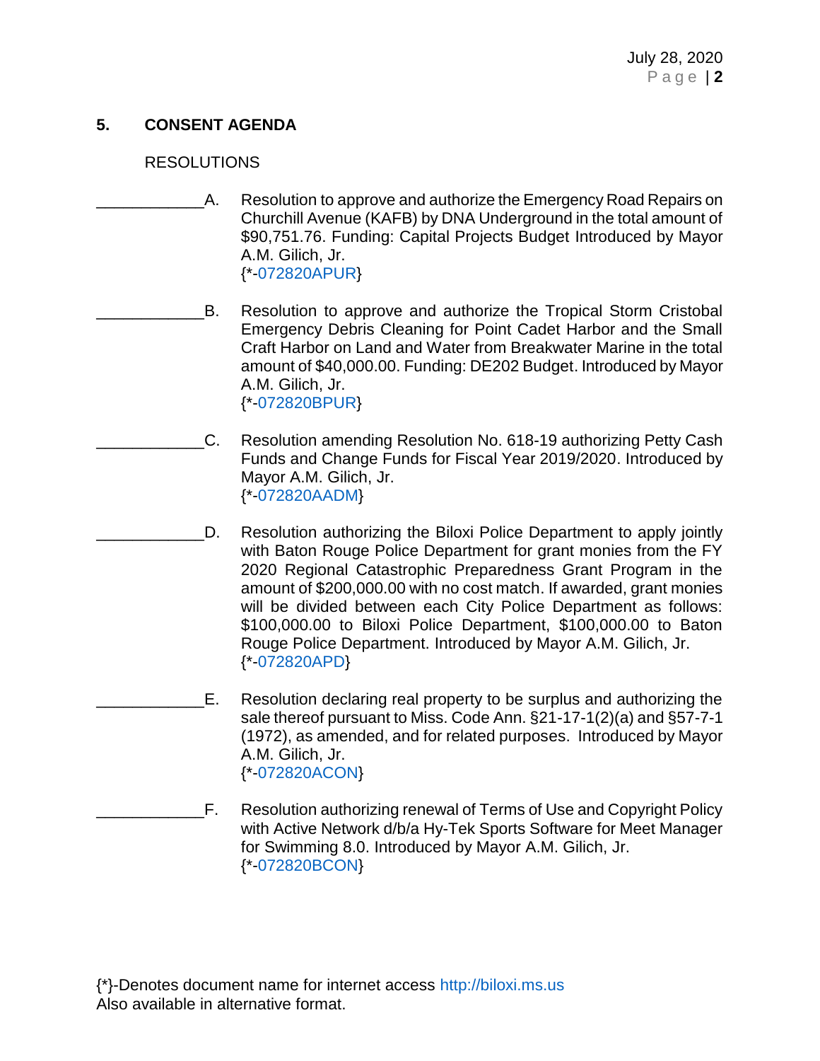## 5. CONSENT AGENDA

RESOLUTIONS

____________A. Resolution to approve and authorize the Emergency Road Repairs on Churchill Avenue (KAFB) by DNA Underground in the total amount of $90,751.76. Funding: Capital Projects Budget Introduced by Mayor A.M. Gilich, Jr.
{*-072820APUR}

____________B. Resolution to approve and authorize the Tropical Storm Cristobal Emergency Debris Cleaning for Point Cadet Harbor and the Small Craft Harbor on Land and Water from Breakwater Marine in the total amount of $40,000.00. Funding: DE202 Budget. Introduced by Mayor A.M. Gilich, Jr.
{*-072820BPUR}

____________C. Resolution amending Resolution No. 618-19 authorizing Petty Cash Funds and Change Funds for Fiscal Year 2019/2020. Introduced by Mayor A.M. Gilich, Jr.
{*-072820AADM}

____________D. Resolution authorizing the Biloxi Police Department to apply jointly with Baton Rouge Police Department for grant monies from the FY 2020 Regional Catastrophic Preparedness Grant Program in the amount of $200,000.00 with no cost match. If awarded, grant monies will be divided between each City Police Department as follows: $100,000.00 to Biloxi Police Department, $100,000.00 to Baton Rouge Police Department. Introduced by Mayor A.M. Gilich, Jr.
{*-072820APD}

____________E. Resolution declaring real property to be surplus and authorizing the sale thereof pursuant to Miss. Code Ann. §21-17-1(2)(a) and §57-7-1 (1972), as amended, and for related purposes. Introduced by Mayor A.M. Gilich, Jr.
{*-072820ACON}

____________F. Resolution authorizing renewal of Terms of Use and Copyright Policy with Active Network d/b/a Hy-Tek Sports Software for Meet Manager for Swimming 8.0. Introduced by Mayor A.M. Gilich, Jr.
{*-072820BCON}

{*}-Denotes document name for internet access http://biloxi.ms.us
Also available in alternative format.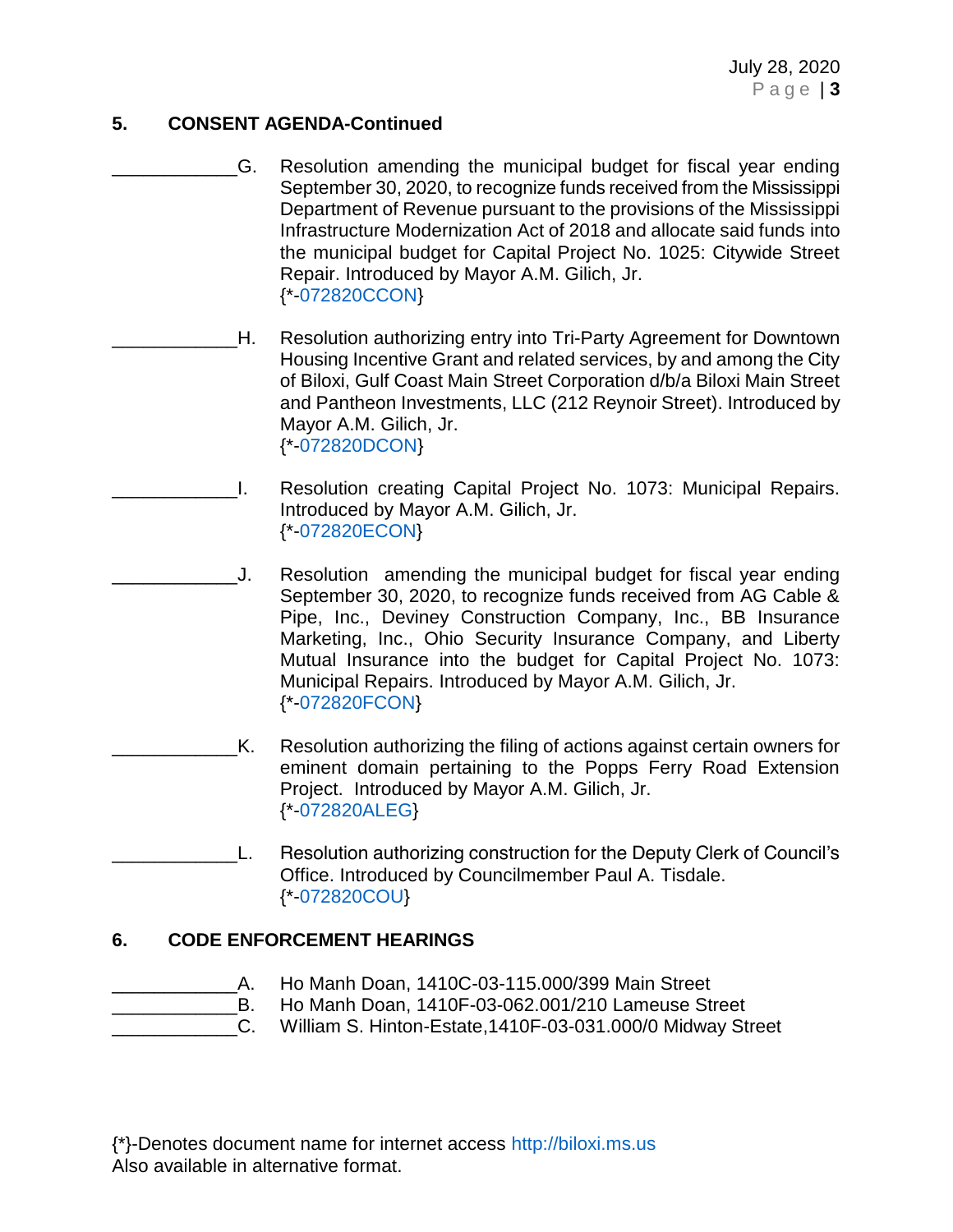## 5. CONSENT AGENDA-Continued

\_\_\_\_\_\_\_\_\_\_\_\_G. Resolution amending the municipal budget for fiscal year ending September 30, 2020, to recognize funds received from the Mississippi Department of Revenue pursuant to the provisions of the Mississippi Infrastructure Modernization Act of 2018 and allocate said funds into the municipal budget for Capital Project No. 1025: Citywide Street Repair. Introduced by Mayor A.M. Gilich, Jr.
{*-072820CCON}

\_\_\_\_\_\_\_\_\_\_\_\_H. Resolution authorizing entry into Tri-Party Agreement for Downtown Housing Incentive Grant and related services, by and among the City of Biloxi, Gulf Coast Main Street Corporation d/b/a Biloxi Main Street and Pantheon Investments, LLC (212 Reynoir Street). Introduced by Mayor A.M. Gilich, Jr.
{*-072820DCON}

\_\_\_\_\_\_\_\_\_\_\_\_I. Resolution creating Capital Project No. 1073: Municipal Repairs. Introduced by Mayor A.M. Gilich, Jr.
{*-072820ECON}

\_\_\_\_\_\_\_\_\_\_\_\_J. Resolution amending the municipal budget for fiscal year ending September 30, 2020, to recognize funds received from AG Cable & Pipe, Inc., Deviney Construction Company, Inc., BB Insurance Marketing, Inc., Ohio Security Insurance Company, and Liberty Mutual Insurance into the budget for Capital Project No. 1073: Municipal Repairs. Introduced by Mayor A.M. Gilich, Jr.
{*-072820FCON}

\_\_\_\_\_\_\_\_\_\_\_\_K. Resolution authorizing the filing of actions against certain owners for eminent domain pertaining to the Popps Ferry Road Extension Project. Introduced by Mayor A.M. Gilich, Jr.
{*-072820ALEG}

\_\_\_\_\_\_\_\_\_\_\_\_L. Resolution authorizing construction for the Deputy Clerk of Council's Office. Introduced by Councilmember Paul A. Tisdale.
{*-072820COU}

## 6. CODE ENFORCEMENT HEARINGS

\_\_\_\_\_\_\_\_\_\_\_\_A. Ho Manh Doan, 1410C-03-115.000/399 Main Street
\_\_\_\_\_\_\_\_\_\_\_\_B. Ho Manh Doan, 1410F-03-062.001/210 Lameuse Street
\_\_\_\_\_\_\_\_\_\_\_\_C. William S. Hinton-Estate,1410F-03-031.000/0 Midway Street

{*}-Denotes document name for internet access http://biloxi.ms.us
Also available in alternative format.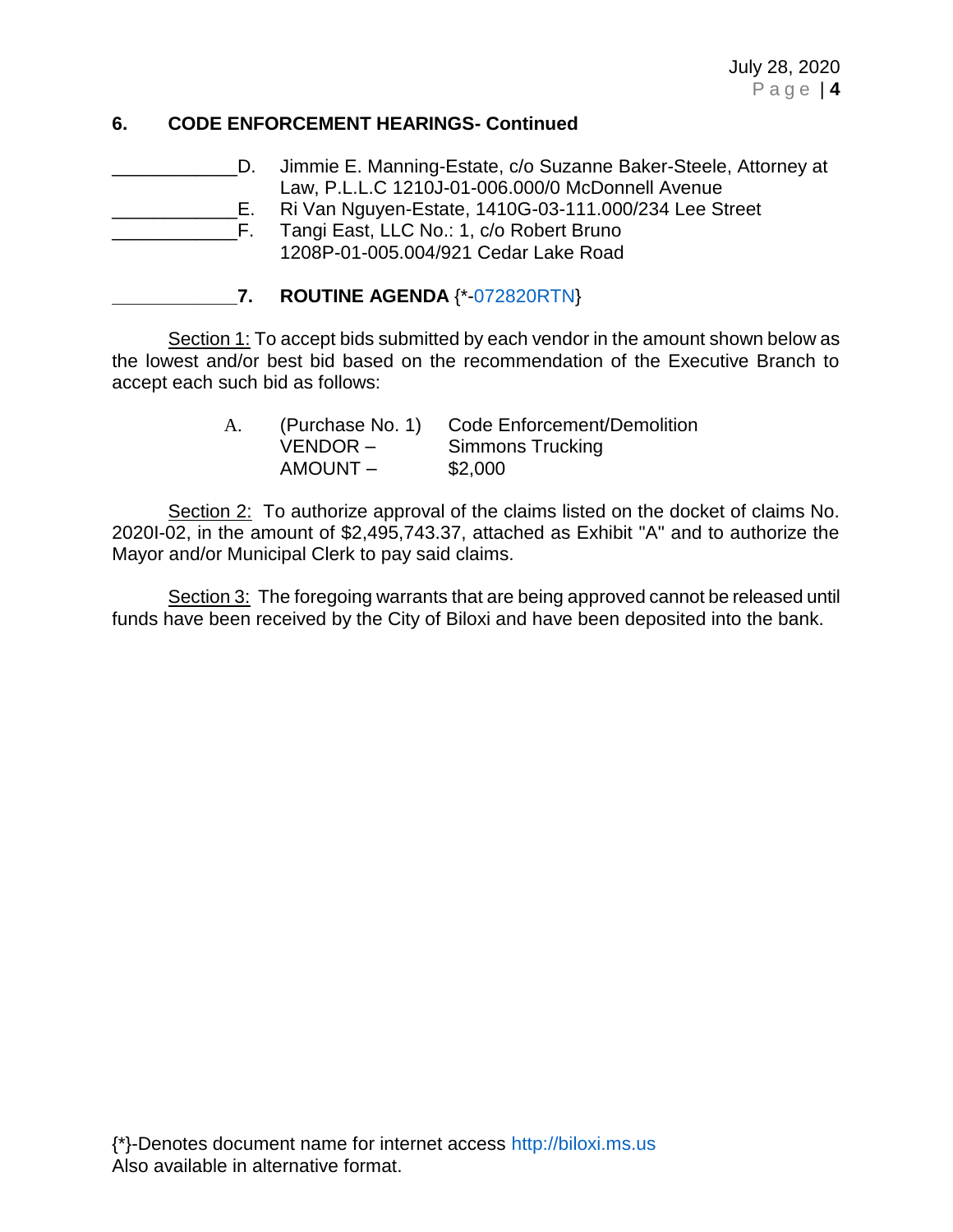**6. CODE ENFORCEMENT HEARINGS- Continued**

____________D. Jimmie E. Manning-Estate, c/o Suzanne Baker-Steele, Attorney at Law, P.L.L.C 1210J-01-006.000/0 McDonnell Avenue

____________E. Ri Van Nguyen-Estate, 1410G-03-111.000/234 Lee Street

____________F. Tangi East, LLC No.: 1, c/o Robert Bruno 1208P-01-005.004/921 Cedar Lake Road

____________**7. ROUTINE AGENDA** {*-072820RTN}

Section 1: To accept bids submitted by each vendor in the amount shown below as the lowest and/or best bid based on the recommendation of the Executive Branch to accept each such bid as follows:

| | | |
|---|---|---|
| A. | (Purchase No. 1) | Code Enforcement/Demolition |
| | VENDOR – | Simmons Trucking |
| | AMOUNT – | $2,000 |

Section 2: To authorize approval of the claims listed on the docket of claims No. 2020I-02, in the amount of $2,495,743.37, attached as Exhibit "A" and to authorize the Mayor and/or Municipal Clerk to pay said claims.

Section 3: The foregoing warrants that are being approved cannot be released until funds have been received by the City of Biloxi and have been deposited into the bank.

{*}-Denotes document name for internet access http://biloxi.ms.us
Also available in alternative format.